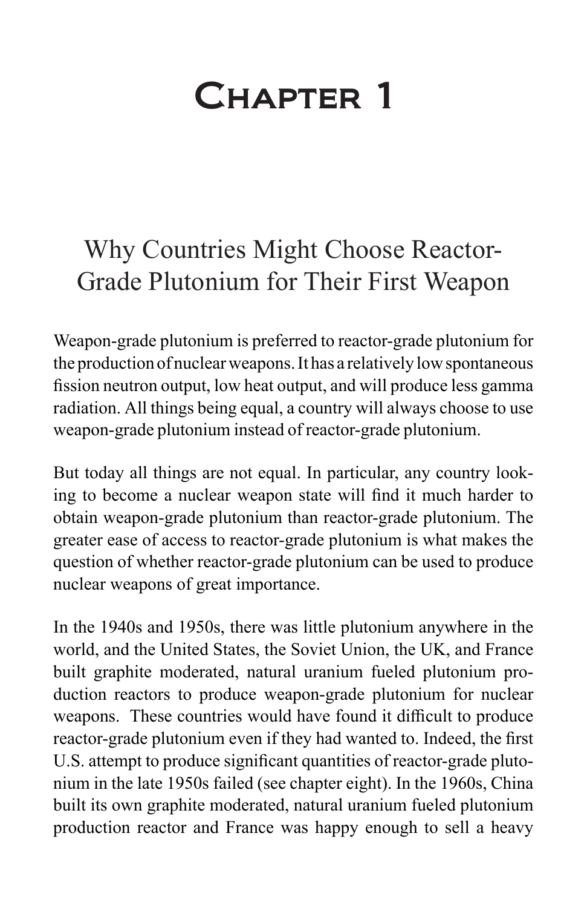# Chapter 1

## Why Countries Might Choose Reactor-Grade Plutonium for Their First Weapon

Weapon-grade plutonium is preferred to reactor-grade plutonium for the production of nuclear weapons. It has a relatively low spontaneous fission neutron output, low heat output, and will produce less gamma radiation. All things being equal, a country will always choose to use weapon-grade plutonium instead of reactor-grade plutonium.

But today all things are not equal. In particular, any country looking to become a nuclear weapon state will find it much harder to obtain weapon-grade plutonium than reactor-grade plutonium. The greater ease of access to reactor-grade plutonium is what makes the question of whether reactor-grade plutonium can be used to produce nuclear weapons of great importance.

In the 1940s and 1950s, there was little plutonium anywhere in the world, and the United States, the Soviet Union, the UK, and France built graphite moderated, natural uranium fueled plutonium production reactors to produce weapon-grade plutonium for nuclear weapons. These countries would have found it difficult to produce reactor-grade plutonium even if they had wanted to. Indeed, the first U.S. attempt to produce significant quantities of reactor-grade plutonium in the late 1950s failed (see chapter eight). In the 1960s, China built its own graphite moderated, natural uranium fueled plutonium production reactor and France was happy enough to sell a heavy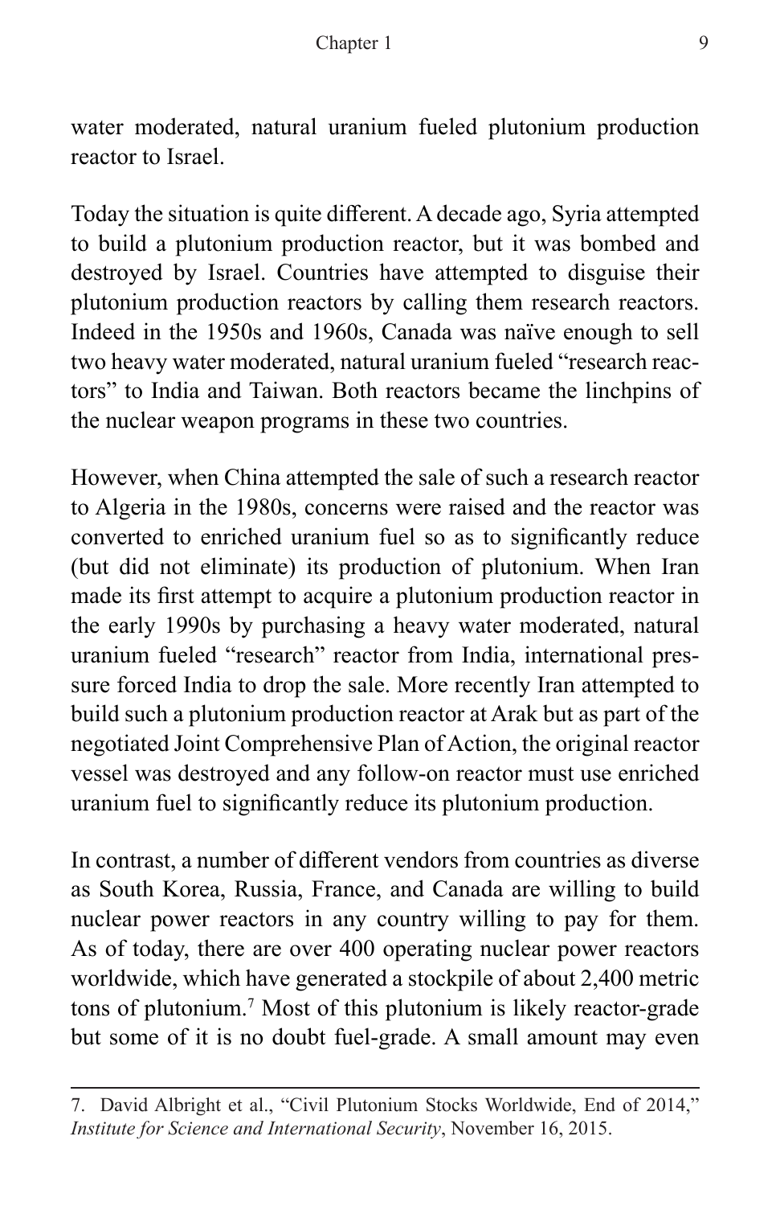water moderated, natural uranium fueled plutonium production reactor to Israel.

Today the situation is quite different. A decade ago, Syria attempted to build a plutonium production reactor, but it was bombed and destroyed by Israel. Countries have attempted to disguise their plutonium production reactors by calling them research reactors. Indeed in the 1950s and 1960s, Canada was naïve enough to sell two heavy water moderated, natural uranium fueled "research reactors" to India and Taiwan. Both reactors became the linchpins of the nuclear weapon programs in these two countries.

However, when China attempted the sale of such a research reactor to Algeria in the 1980s, concerns were raised and the reactor was converted to enriched uranium fuel so as to significantly reduce (but did not eliminate) its production of plutonium. When Iran made its first attempt to acquire a plutonium production reactor in the early 1990s by purchasing a heavy water moderated, natural uranium fueled "research" reactor from India, international pressure forced India to drop the sale. More recently Iran attempted to build such a plutonium production reactor at Arak but as part of the negotiated Joint Comprehensive Plan of Action, the original reactor vessel was destroyed and any follow-on reactor must use enriched uranium fuel to significantly reduce its plutonium production.

In contrast, a number of different vendors from countries as diverse as South Korea, Russia, France, and Canada are willing to build nuclear power reactors in any country willing to pay for them. As of today, there are over 400 operating nuclear power reactors worldwide, which have generated a stockpile of about 2,400 metric tons of plutonium.[7] Most of this plutonium is likely reactor-grade but some of it is no doubt fuel-grade. A small amount may even

---

7. David Albright et al., "Civil Plutonium Stocks Worldwide, End of 2014," *Institute for Science and International Security*, November 16, 2015.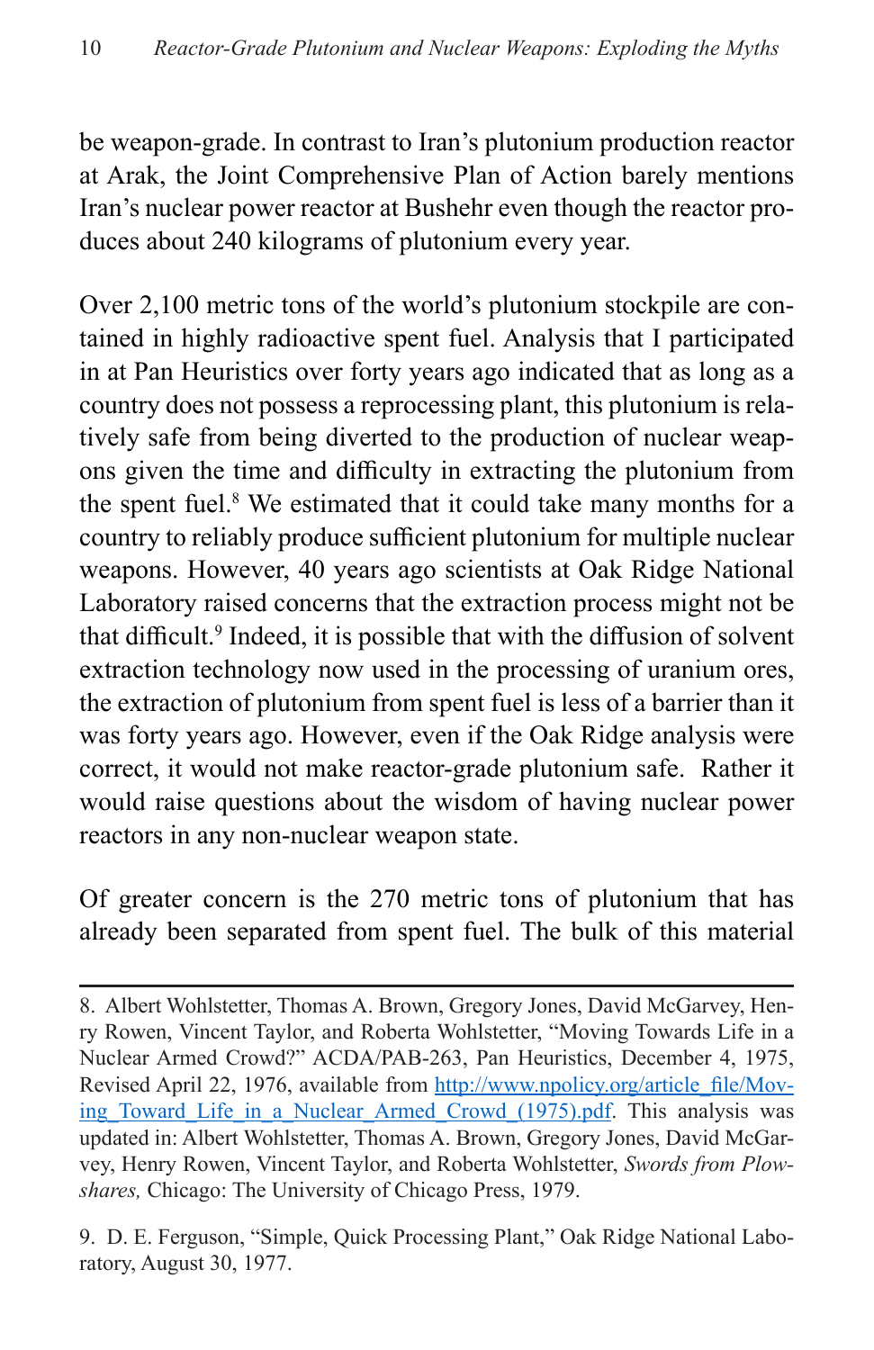be weapon-grade. In contrast to Iran's plutonium production reactor at Arak, the Joint Comprehensive Plan of Action barely mentions Iran's nuclear power reactor at Bushehr even though the reactor produces about 240 kilograms of plutonium every year.

Over 2,100 metric tons of the world's plutonium stockpile are contained in highly radioactive spent fuel. Analysis that I participated in at Pan Heuristics over forty years ago indicated that as long as a country does not possess a reprocessing plant, this plutonium is relatively safe from being diverted to the production of nuclear weapons given the time and difficulty in extracting the plutonium from the spent fuel.[8] We estimated that it could take many months for a country to reliably produce sufficient plutonium for multiple nuclear weapons. However, 40 years ago scientists at Oak Ridge National Laboratory raised concerns that the extraction process might not be that difficult.[9] Indeed, it is possible that with the diffusion of solvent extraction technology now used in the processing of uranium ores, the extraction of plutonium from spent fuel is less of a barrier than it was forty years ago. However, even if the Oak Ridge analysis were correct, it would not make reactor-grade plutonium safe. Rather it would raise questions about the wisdom of having nuclear power reactors in any non-nuclear weapon state.

Of greater concern is the 270 metric tons of plutonium that has already been separated from spent fuel. The bulk of this material

---

8. Albert Wohlstetter, Thomas A. Brown, Gregory Jones, David McGarvey, Henry Rowen, Vincent Taylor, and Roberta Wohlstetter, "Moving Towards Life in a Nuclear Armed Crowd?" ACDA/PAB-263, Pan Heuristics, December 4, 1975, Revised April 22, 1976, available from [http://www.npolicy.org/article_file/Moving_Toward_Life_in_a_Nuclear_Armed_Crowd_(1975).pdf](http://www.npolicy.org/article_file/Moving_Toward_Life_in_a_Nuclear_Armed_Crowd_(1975).pdf). This analysis was updated in: Albert Wohlstetter, Thomas A. Brown, Gregory Jones, David McGarvey, Henry Rowen, Vincent Taylor, and Roberta Wohlstetter, *Swords from Plowshares,* Chicago: The University of Chicago Press, 1979.

9. D. E. Ferguson, "Simple, Quick Processing Plant," Oak Ridge National Laboratory, August 30, 1977.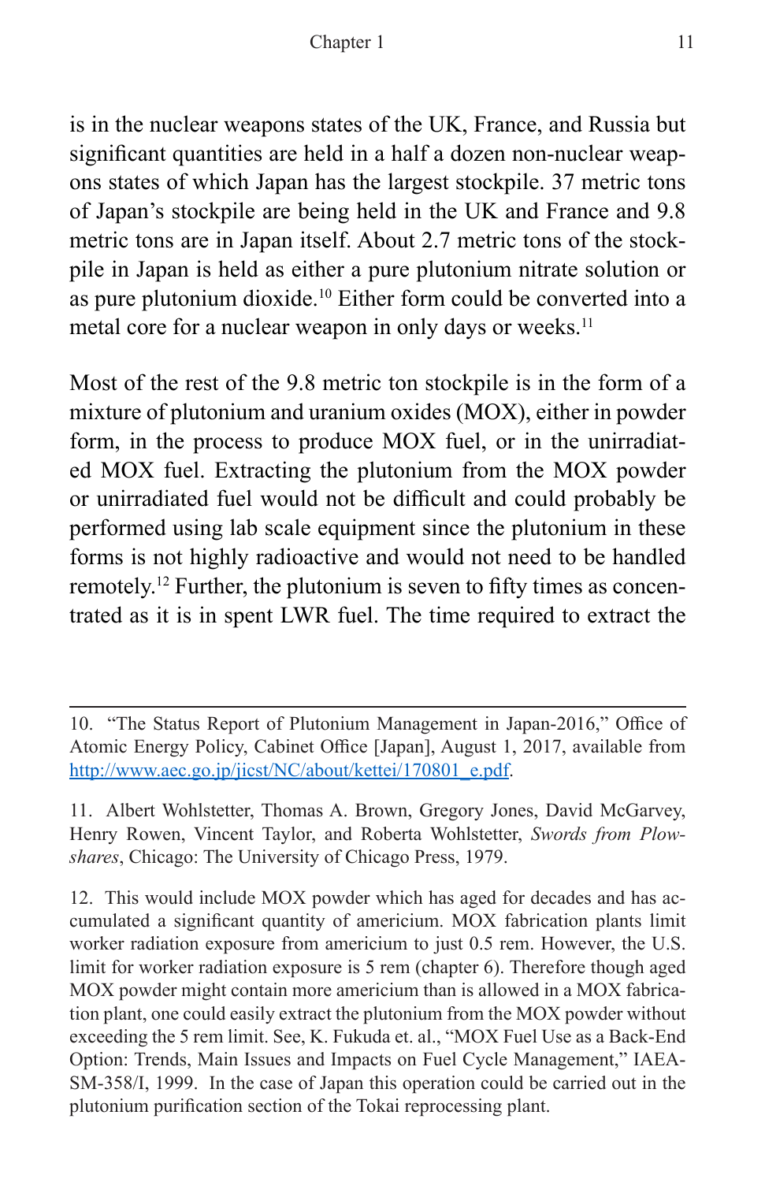is in the nuclear weapons states of the UK, France, and Russia but significant quantities are held in a half a dozen non-nuclear weapons states of which Japan has the largest stockpile. 37 metric tons of Japan's stockpile are being held in the UK and France and 9.8 metric tons are in Japan itself. About 2.7 metric tons of the stockpile in Japan is held as either a pure plutonium nitrate solution or as pure plutonium dioxide.[10] Either form could be converted into a metal core for a nuclear weapon in only days or weeks.[11]

Most of the rest of the 9.8 metric ton stockpile is in the form of a mixture of plutonium and uranium oxides (MOX), either in powder form, in the process to produce MOX fuel, or in the unirradiated MOX fuel. Extracting the plutonium from the MOX powder or unirradiated fuel would not be difficult and could probably be performed using lab scale equipment since the plutonium in these forms is not highly radioactive and would not need to be handled remotely.[12] Further, the plutonium is seven to fifty times as concentrated as it is in spent LWR fuel. The time required to extract the

---

10. "The Status Report of Plutonium Management in Japan-2016," Office of Atomic Energy Policy, Cabinet Office [Japan], August 1, 2017, available from http://www.aec.go.jp/jicst/NC/about/kettei/170801_e.pdf.

11. Albert Wohlstetter, Thomas A. Brown, Gregory Jones, David McGarvey, Henry Rowen, Vincent Taylor, and Roberta Wohlstetter, *Swords from Plowshares*, Chicago: The University of Chicago Press, 1979.

12. This would include MOX powder which has aged for decades and has accumulated a significant quantity of americium. MOX fabrication plants limit worker radiation exposure from americium to just 0.5 rem. However, the U.S. limit for worker radiation exposure is 5 rem (chapter 6). Therefore though aged MOX powder might contain more americium than is allowed in a MOX fabrication plant, one could easily extract the plutonium from the MOX powder without exceeding the 5 rem limit. See, K. Fukuda et. al., "MOX Fuel Use as a Back-End Option: Trends, Main Issues and Impacts on Fuel Cycle Management," IAEA-SM-358/I, 1999. In the case of Japan this operation could be carried out in the plutonium purification section of the Tokai reprocessing plant.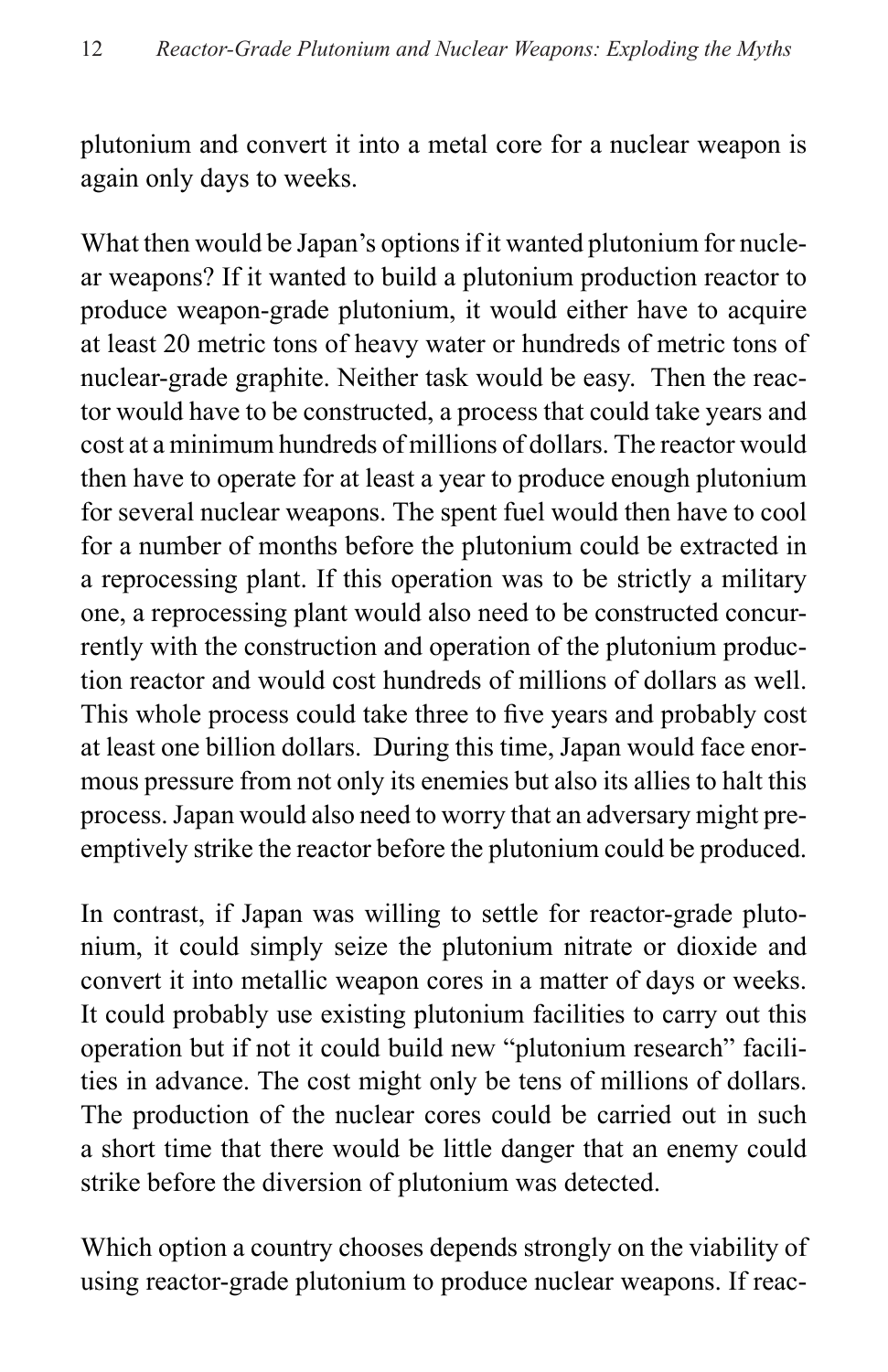plutonium and convert it into a metal core for a nuclear weapon is again only days to weeks.

What then would be Japan's options if it wanted plutonium for nuclear weapons? If it wanted to build a plutonium production reactor to produce weapon-grade plutonium, it would either have to acquire at least 20 metric tons of heavy water or hundreds of metric tons of nuclear-grade graphite. Neither task would be easy. Then the reactor would have to be constructed, a process that could take years and cost at a minimum hundreds of millions of dollars. The reactor would then have to operate for at least a year to produce enough plutonium for several nuclear weapons. The spent fuel would then have to cool for a number of months before the plutonium could be extracted in a reprocessing plant. If this operation was to be strictly a military one, a reprocessing plant would also need to be constructed concurrently with the construction and operation of the plutonium production reactor and would cost hundreds of millions of dollars as well. This whole process could take three to five years and probably cost at least one billion dollars. During this time, Japan would face enormous pressure from not only its enemies but also its allies to halt this process. Japan would also need to worry that an adversary might preemptively strike the reactor before the plutonium could be produced.

In contrast, if Japan was willing to settle for reactor-grade plutonium, it could simply seize the plutonium nitrate or dioxide and convert it into metallic weapon cores in a matter of days or weeks. It could probably use existing plutonium facilities to carry out this operation but if not it could build new "plutonium research" facilities in advance. The cost might only be tens of millions of dollars. The production of the nuclear cores could be carried out in such a short time that there would be little danger that an enemy could strike before the diversion of plutonium was detected.

Which option a country chooses depends strongly on the viability of using reactor-grade plutonium to produce nuclear weapons. If reac-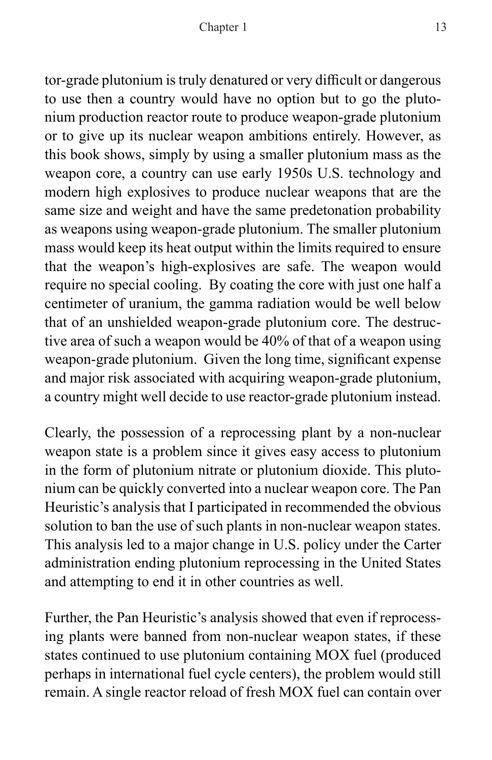tor-grade plutonium is truly denatured or very difficult or dangerous to use then a country would have no option but to go the plutonium production reactor route to produce weapon-grade plutonium or to give up its nuclear weapon ambitions entirely. However, as this book shows, simply by using a smaller plutonium mass as the weapon core, a country can use early 1950s U.S. technology and modern high explosives to produce nuclear weapons that are the same size and weight and have the same predetonation probability as weapons using weapon-grade plutonium. The smaller plutonium mass would keep its heat output within the limits required to ensure that the weapon's high-explosives are safe. The weapon would require no special cooling. By coating the core with just one half a centimeter of uranium, the gamma radiation would be well below that of an unshielded weapon-grade plutonium core. The destructive area of such a weapon would be 40% of that of a weapon using weapon-grade plutonium. Given the long time, significant expense and major risk associated with acquiring weapon-grade plutonium, a country might well decide to use reactor-grade plutonium instead.

Clearly, the possession of a reprocessing plant by a non-nuclear weapon state is a problem since it gives easy access to plutonium in the form of plutonium nitrate or plutonium dioxide. This plutonium can be quickly converted into a nuclear weapon core. The Pan Heuristic's analysis that I participated in recommended the obvious solution to ban the use of such plants in non-nuclear weapon states. This analysis led to a major change in U.S. policy under the Carter administration ending plutonium reprocessing in the United States and attempting to end it in other countries as well.

Further, the Pan Heuristic's analysis showed that even if reprocessing plants were banned from non-nuclear weapon states, if these states continued to use plutonium containing MOX fuel (produced perhaps in international fuel cycle centers), the problem would still remain. A single reactor reload of fresh MOX fuel can contain over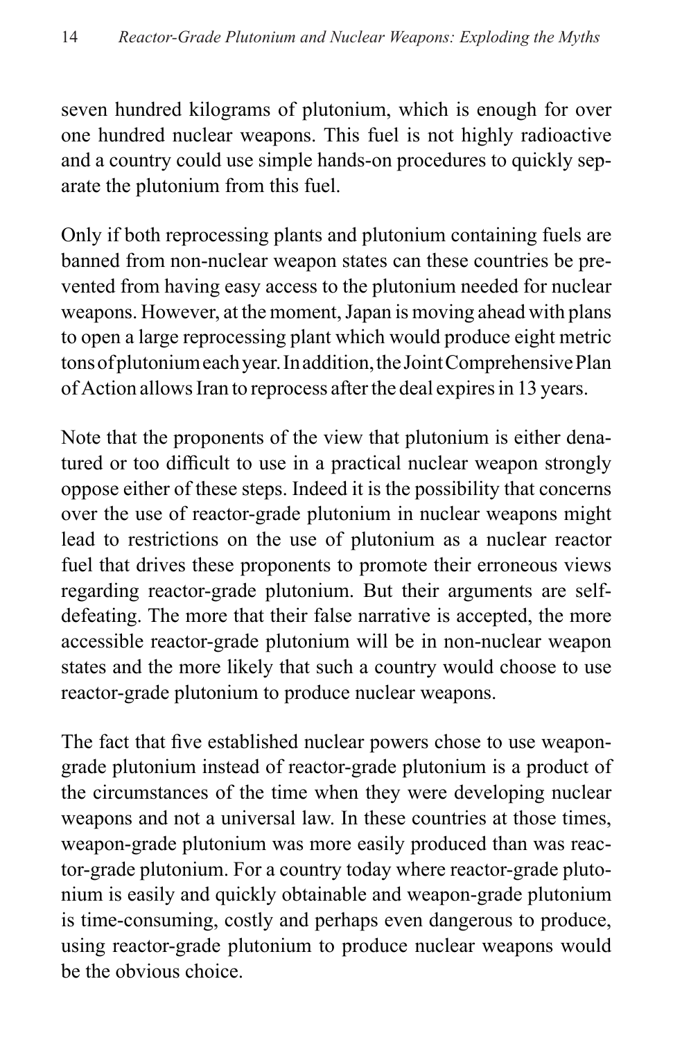seven hundred kilograms of plutonium, which is enough for over one hundred nuclear weapons. This fuel is not highly radioactive and a country could use simple hands-on procedures to quickly separate the plutonium from this fuel.

Only if both reprocessing plants and plutonium containing fuels are banned from non-nuclear weapon states can these countries be prevented from having easy access to the plutonium needed for nuclear weapons. However, at the moment, Japan is moving ahead with plans to open a large reprocessing plant which would produce eight metric tons of plutonium each year. In addition, the Joint Comprehensive Plan of Action allows Iran to reprocess after the deal expires in 13 years.

Note that the proponents of the view that plutonium is either denatured or too difficult to use in a practical nuclear weapon strongly oppose either of these steps. Indeed it is the possibility that concerns over the use of reactor-grade plutonium in nuclear weapons might lead to restrictions on the use of plutonium as a nuclear reactor fuel that drives these proponents to promote their erroneous views regarding reactor-grade plutonium. But their arguments are self-defeating. The more that their false narrative is accepted, the more accessible reactor-grade plutonium will be in non-nuclear weapon states and the more likely that such a country would choose to use reactor-grade plutonium to produce nuclear weapons.

The fact that five established nuclear powers chose to use weapon-grade plutonium instead of reactor-grade plutonium is a product of the circumstances of the time when they were developing nuclear weapons and not a universal law. In these countries at those times, weapon-grade plutonium was more easily produced than was reactor-grade plutonium. For a country today where reactor-grade plutonium is easily and quickly obtainable and weapon-grade plutonium is time-consuming, costly and perhaps even dangerous to produce, using reactor-grade plutonium to produce nuclear weapons would be the obvious choice.